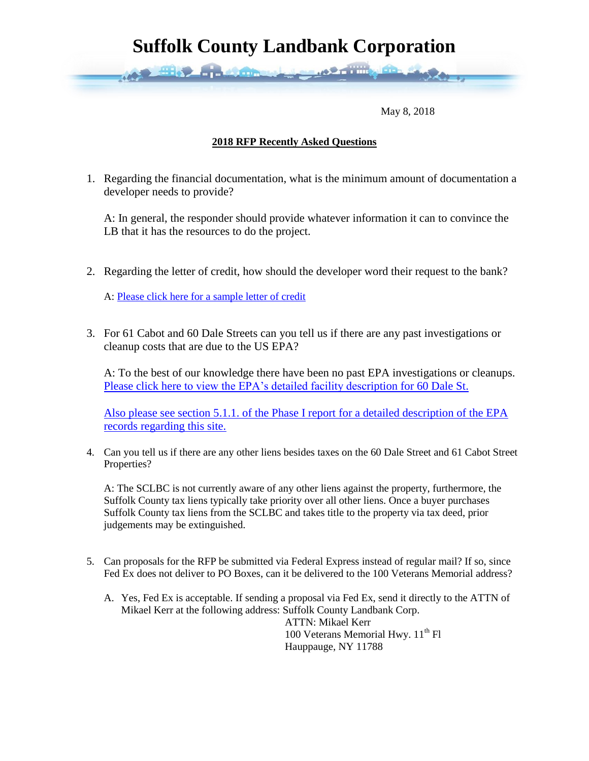# Suffolk County Landbank Corporation

May 8, 2018

**2018 RFP Recently Asked Questions**

1. Regarding the financial documentation, what is the minimum amount of documentation a developer needs to provide?

   A: In general, the responder should provide whatever information it can to convince the LB that it has the resources to do the project.

2. Regarding the letter of credit, how should the developer word their request to the bank?

   A: Please click here for a sample letter of credit

3. For 61 Cabot and 60 Dale Streets can you tell us if there are any past investigations or cleanup costs that are due to the US EPA?

   A: To the best of our knowledge there have been no past EPA investigations or cleanups. Please click here to view the EPA's detailed facility description for 60 Dale St.

   Also please see section 5.1.1. of the Phase I report for a detailed description of the EPA records regarding this site.

4. Can you tell us if there are any other liens besides taxes on the 60 Dale Street and 61 Cabot Street Properties?

   A: The SCLBC is not currently aware of any other liens against the property, furthermore, the Suffolk County tax liens typically take priority over all other liens. Once a buyer purchases Suffolk County tax liens from the SCLBC and takes title to the property via tax deed, prior judgements may be extinguished.

5. Can proposals for the RFP be submitted via Federal Express instead of regular mail? If so, since Fed Ex does not deliver to PO Boxes, can it be delivered to the 100 Veterans Memorial address?

   A. Yes, Fed Ex is acceptable. If sending a proposal via Fed Ex, send it directly to the ATTN of Mikael Kerr at the following address: Suffolk County Landbank Corp.

      ATTN: Mikael Kerr
      100 Veterans Memorial Hwy. 11th Fl
      Hauppauge, NY 11788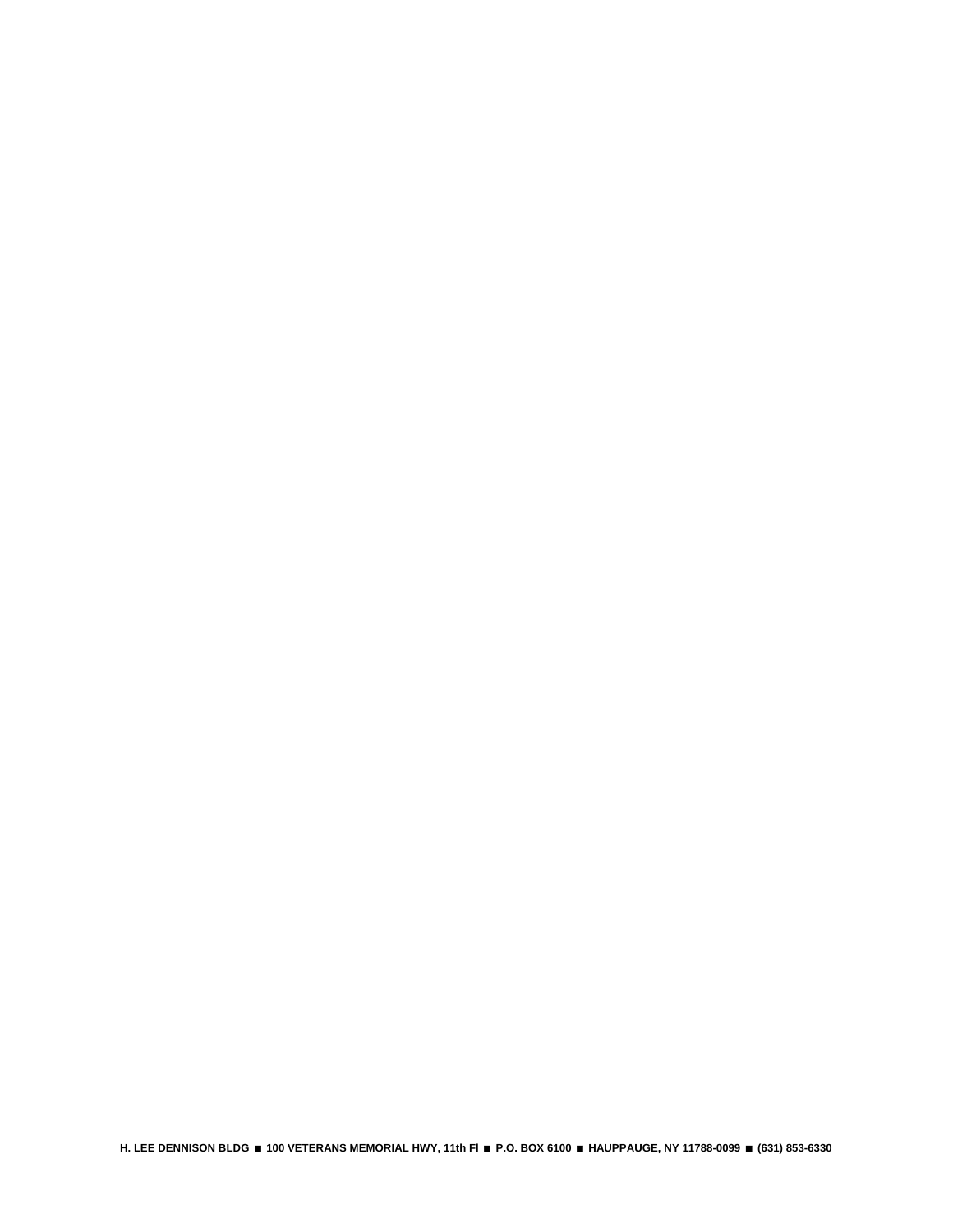H. LEE DENNISON BLDG ■ 100 VETERANS MEMORIAL HWY, 11th Fl ■ P.O. BOX 6100 ■ HAUPPAUGE, NY 11788-0099 ■ (631) 853-6330